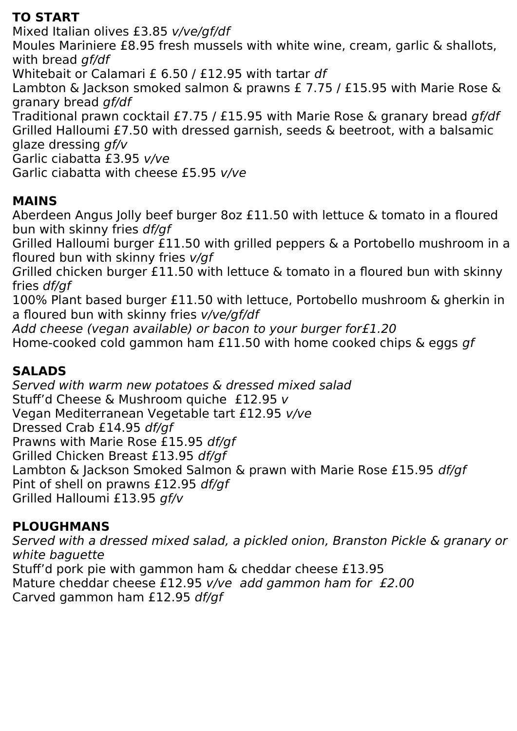## TO START

Mixed Italian olives £3.85 *v/ve/gf/df*
Moules Mariniere £8.95 fresh mussels with white wine, cream, garlic & shallots, with bread *gf/df*
Whitebait or Calamari £ 6.50 / £12.95 with tartar *df*
Lambton & Jackson smoked salmon & prawns £ 7.75 / £15.95 with Marie Rose & granary bread *gf/df*
Traditional prawn cocktail £7.75 / £15.95 with Marie Rose & granary bread *gf/df*
Grilled Halloumi £7.50 with dressed garnish, seeds & beetroot, with a balsamic glaze dressing *gf/v*
Garlic ciabatta £3.95 *v/ve*
Garlic ciabatta with cheese £5.95 *v/ve*

## MAINS

Aberdeen Angus Jolly beef burger 8oz £11.50 with lettuce & tomato in a floured bun with skinny fries *df/gf*
Grilled Halloumi burger £11.50 with grilled peppers & a Portobello mushroom in a floured bun with skinny fries *v/gf*
Grilled chicken burger £11.50 with lettuce & tomato in a floured bun with skinny fries *df/gf*
100% Plant based burger £11.50 with lettuce, Portobello mushroom & gherkin in a floured bun with skinny fries *v/ve/gf/df*
*Add cheese (vegan available) or bacon to your burger for£1.20*
Home-cooked cold gammon ham £11.50 with home cooked chips & eggs *gf*

## SALADS

*Served with warm new potatoes & dressed mixed salad*
Stuff'd Cheese & Mushroom quiche £12.95 *v*
Vegan Mediterranean Vegetable tart £12.95 *v/ve*
Dressed Crab £14.95 *df/gf*
Prawns with Marie Rose £15.95 *df/gf*
Grilled Chicken Breast £13.95 *df/gf*
Lambton & Jackson Smoked Salmon & prawn with Marie Rose £15.95 *df/gf*
Pint of shell on prawns £12.95 *df/gf*
Grilled Halloumi £13.95 *gf/v*

## PLOUGHMANS

*Served with a dressed mixed salad, a pickled onion, Branston Pickle & granary or white baguette*
Stuff'd pork pie with gammon ham & cheddar cheese £13.95
Mature cheddar cheese £12.95 *v/ve add gammon ham for £2.00*
Carved gammon ham £12.95 *df/gf*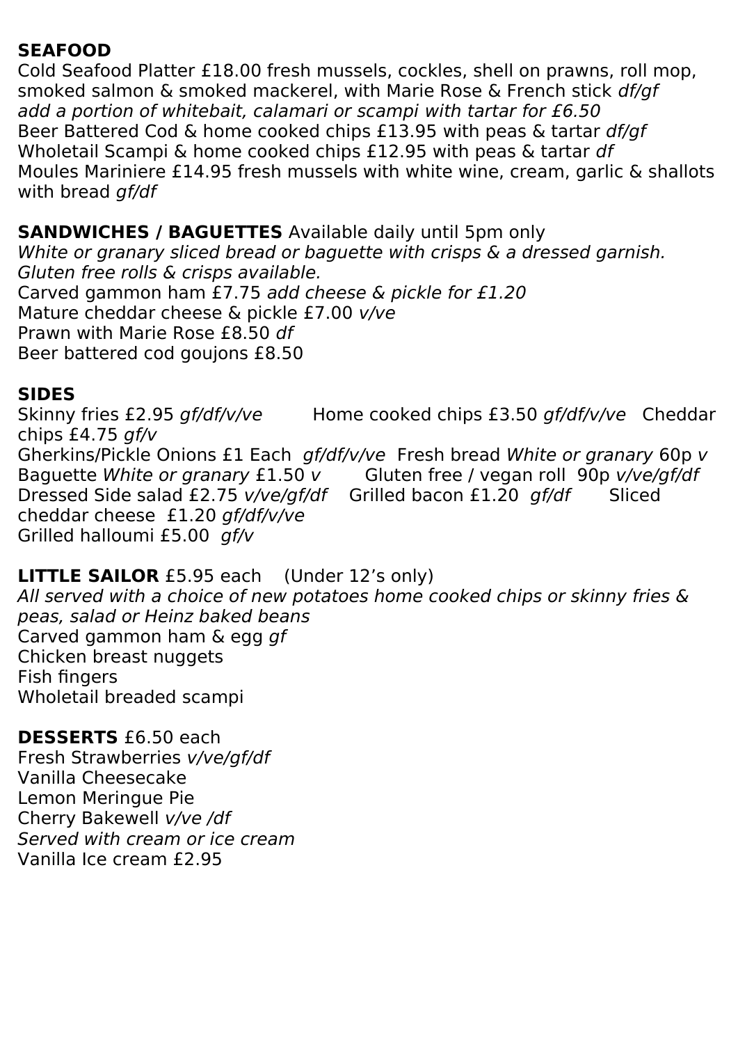**SEAFOOD**

Cold Seafood Platter £18.00 fresh mussels, cockles, shell on prawns, roll mop, smoked salmon & smoked mackerel, with Marie Rose & French stick *df/gf*
*add a portion of whitebait, calamari or scampi with tartar for £6.50*
Beer Battered Cod & home cooked chips £13.95 with peas & tartar *df/gf*
Wholetail Scampi & home cooked chips £12.95 with peas & tartar *df*
Moules Mariniere £14.95 fresh mussels with white wine, cream, garlic & shallots with bread *gf/df*

**SANDWICHES / BAGUETTES** Available daily until 5pm only
*White or granary sliced bread or baguette with crisps & a dressed garnish. Gluten free rolls & crisps available.*
Carved gammon ham £7.75 *add cheese & pickle for £1.20*
Mature cheddar cheese & pickle £7.00 *v/ve*
Prawn with Marie Rose £8.50 *df*
Beer battered cod goujons £8.50

**SIDES**

Skinny fries £2.95 *gf/df/v/ve* Home cooked chips £3.50 *gf/df/v/ve* Cheddar chips £4.75 *gf/v*
Gherkins/Pickle Onions £1 Each *gf/df/v/ve* Fresh bread *White or granary* 60p *v*
Baguette *White or granary* £1.50 *v* Gluten free / vegan roll 90p *v/ve/gf/df*
Dressed Side salad £2.75 *v/ve/gf/df* Grilled bacon £1.20 *gf/df* Sliced cheddar cheese £1.20 *gf/df/v/ve*
Grilled halloumi £5.00 *gf/v*

**LITTLE SAILOR** £5.95 each (Under 12's only)
*All served with a choice of new potatoes home cooked chips or skinny fries & peas, salad or Heinz baked beans*
Carved gammon ham & egg *gf*
Chicken breast nuggets
Fish fingers
Wholetail breaded scampi

**DESSERTS** £6.50 each
Fresh Strawberries *v/ve/gf/df*
Vanilla Cheesecake
Lemon Meringue Pie
Cherry Bakewell *v/ve /df*
*Served with cream or ice cream*
Vanilla Ice cream £2.95